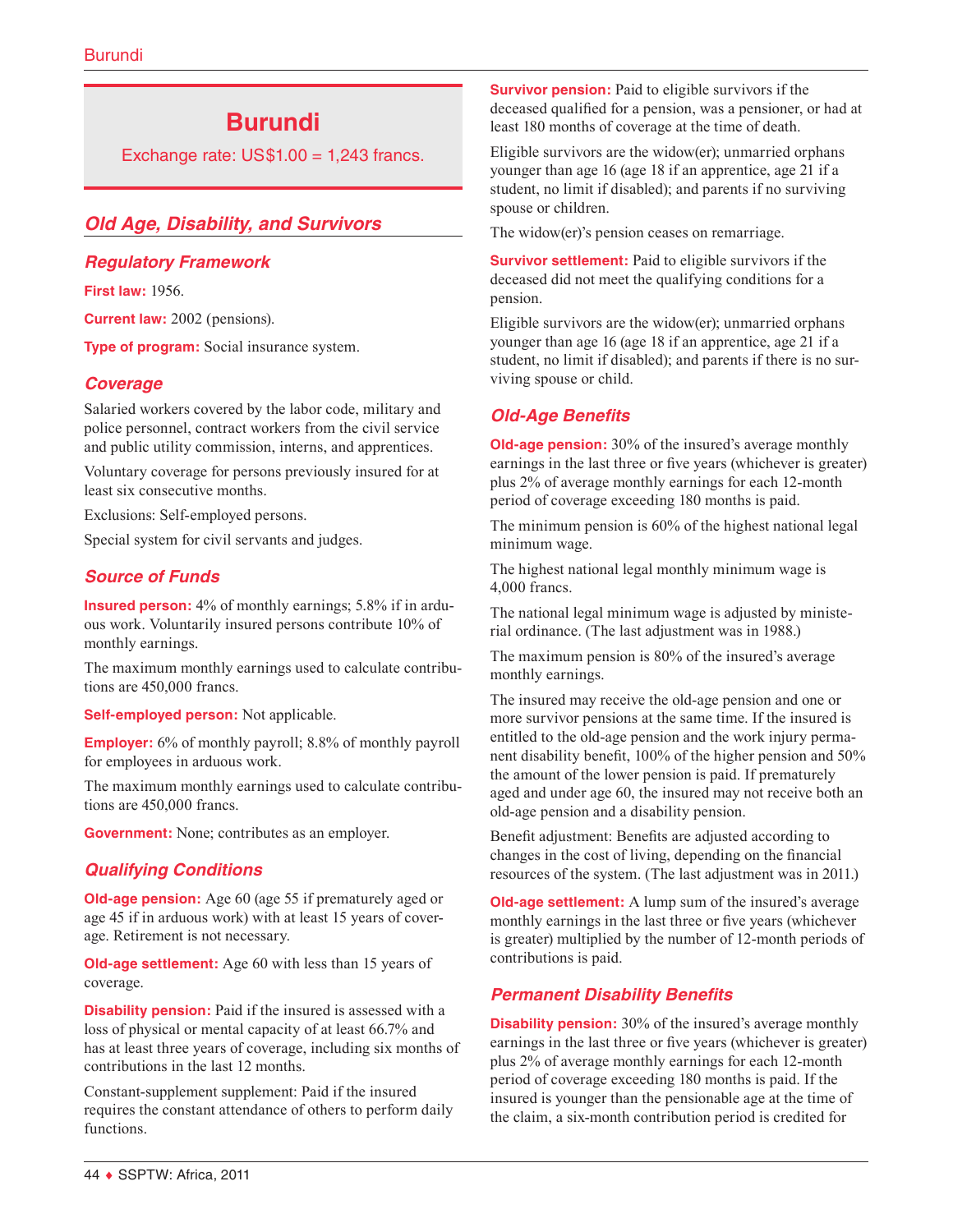# Burundi

Exchange rate: US$1.00 = 1,243 francs.

## Old Age, Disability, and Survivors

### Regulatory Framework

**First law:** 1956.

**Current law:** 2002 (pensions).

**Type of program:** Social insurance system.

### Coverage

Salaried workers covered by the labor code, military and police personnel, contract workers from the civil service and public utility commission, interns, and apprentices.

Voluntary coverage for persons previously insured for at least six consecutive months.

Exclusions: Self-employed persons.

Special system for civil servants and judges.

### Source of Funds

**Insured person:** 4% of monthly earnings; 5.8% if in arduous work. Voluntarily insured persons contribute 10% of monthly earnings.

The maximum monthly earnings used to calculate contributions are 450,000 francs.

**Self-employed person:** Not applicable.

**Employer:** 6% of monthly payroll; 8.8% of monthly payroll for employees in arduous work.

The maximum monthly earnings used to calculate contributions are 450,000 francs.

**Government:** None; contributes as an employer.

### Qualifying Conditions

**Old-age pension:** Age 60 (age 55 if prematurely aged or age 45 if in arduous work) with at least 15 years of coverage. Retirement is not necessary.

**Old-age settlement:** Age 60 with less than 15 years of coverage.

**Disability pension:** Paid if the insured is assessed with a loss of physical or mental capacity of at least 66.7% and has at least three years of coverage, including six months of contributions in the last 12 months.

Constant-supplement supplement: Paid if the insured requires the constant attendance of others to perform daily functions.

**Survivor pension:** Paid to eligible survivors if the deceased qualified for a pension, was a pensioner, or had at least 180 months of coverage at the time of death.

Eligible survivors are the widow(er); unmarried orphans younger than age 16 (age 18 if an apprentice, age 21 if a student, no limit if disabled); and parents if no surviving spouse or children.

The widow(er)'s pension ceases on remarriage.

**Survivor settlement:** Paid to eligible survivors if the deceased did not meet the qualifying conditions for a pension.

Eligible survivors are the widow(er); unmarried orphans younger than age 16 (age 18 if an apprentice, age 21 if a student, no limit if disabled); and parents if there is no surviving spouse or child.

### Old-Age Benefits

**Old-age pension:** 30% of the insured's average monthly earnings in the last three or five years (whichever is greater) plus 2% of average monthly earnings for each 12-month period of coverage exceeding 180 months is paid.

The minimum pension is 60% of the highest national legal minimum wage.

The highest national legal monthly minimum wage is 4,000 francs.

The national legal minimum wage is adjusted by ministerial ordinance. (The last adjustment was in 1988.)

The maximum pension is 80% of the insured's average monthly earnings.

The insured may receive the old-age pension and one or more survivor pensions at the same time. If the insured is entitled to the old-age pension and the work injury permanent disability benefit, 100% of the higher pension and 50% the amount of the lower pension is paid. If prematurely aged and under age 60, the insured may not receive both an old-age pension and a disability pension.

Benefit adjustment: Benefits are adjusted according to changes in the cost of living, depending on the financial resources of the system. (The last adjustment was in 2011.)

**Old-age settlement:** A lump sum of the insured's average monthly earnings in the last three or five years (whichever is greater) multiplied by the number of 12-month periods of contributions is paid.

### Permanent Disability Benefits

**Disability pension:** 30% of the insured's average monthly earnings in the last three or five years (whichever is greater) plus 2% of average monthly earnings for each 12-month period of coverage exceeding 180 months is paid. If the insured is younger than the pensionable age at the time of the claim, a six-month contribution period is credited for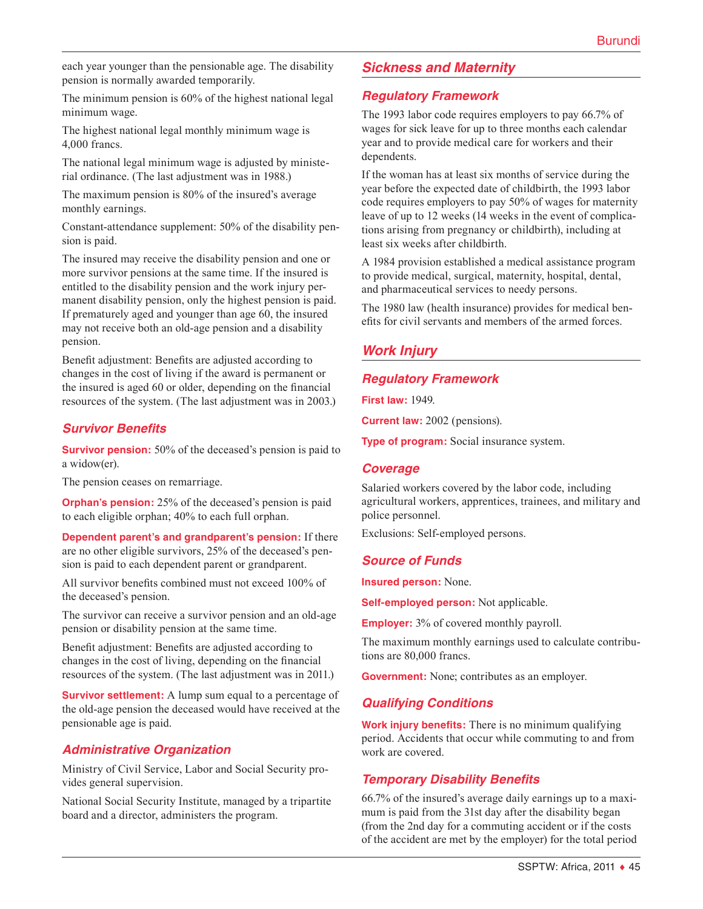each year younger than the pensionable age. The disability pension is normally awarded temporarily.

The minimum pension is 60% of the highest national legal minimum wage.

The highest national legal monthly minimum wage is 4,000 francs.

The national legal minimum wage is adjusted by ministerial ordinance. (The last adjustment was in 1988.)

The maximum pension is 80% of the insured's average monthly earnings.

Constant-attendance supplement: 50% of the disability pension is paid.

The insured may receive the disability pension and one or more survivor pensions at the same time. If the insured is entitled to the disability pension and the work injury permanent disability pension, only the highest pension is paid. If prematurely aged and younger than age 60, the insured may not receive both an old-age pension and a disability pension.

Benefit adjustment: Benefits are adjusted according to changes in the cost of living if the award is permanent or the insured is aged 60 or older, depending on the financial resources of the system. (The last adjustment was in 2003.)

### Survivor Benefits

**Survivor pension:** 50% of the deceased's pension is paid to a widow(er).

The pension ceases on remarriage.

**Orphan's pension:** 25% of the deceased's pension is paid to each eligible orphan; 40% to each full orphan.

**Dependent parent's and grandparent's pension:** If there are no other eligible survivors, 25% of the deceased's pension is paid to each dependent parent or grandparent.

All survivor benefits combined must not exceed 100% of the deceased's pension.

The survivor can receive a survivor pension and an old-age pension or disability pension at the same time.

Benefit adjustment: Benefits are adjusted according to changes in the cost of living, depending on the financial resources of the system. (The last adjustment was in 2011.)

**Survivor settlement:** A lump sum equal to a percentage of the old-age pension the deceased would have received at the pensionable age is paid.

### Administrative Organization

Ministry of Civil Service, Labor and Social Security provides general supervision.

National Social Security Institute, managed by a tripartite board and a director, administers the program.

## Sickness and Maternity

### Regulatory Framework

The 1993 labor code requires employers to pay 66.7% of wages for sick leave for up to three months each calendar year and to provide medical care for workers and their dependents.

If the woman has at least six months of service during the year before the expected date of childbirth, the 1993 labor code requires employers to pay 50% of wages for maternity leave of up to 12 weeks (14 weeks in the event of complications arising from pregnancy or childbirth), including at least six weeks after childbirth.

A 1984 provision established a medical assistance program to provide medical, surgical, maternity, hospital, dental, and pharmaceutical services to needy persons.

The 1980 law (health insurance) provides for medical benefits for civil servants and members of the armed forces.

## Work Injury

### Regulatory Framework

**First law:** 1949.

**Current law:** 2002 (pensions).

**Type of program:** Social insurance system.

### Coverage

Salaried workers covered by the labor code, including agricultural workers, apprentices, trainees, and military and police personnel.

Exclusions: Self-employed persons.

### Source of Funds

**Insured person:** None.

**Self-employed person:** Not applicable.

**Employer:** 3% of covered monthly payroll.

The maximum monthly earnings used to calculate contributions are 80,000 francs.

**Government:** None; contributes as an employer.

### Qualifying Conditions

**Work injury benefits:** There is no minimum qualifying period. Accidents that occur while commuting to and from work are covered.

### Temporary Disability Benefits

66.7% of the insured's average daily earnings up to a maximum is paid from the 31st day after the disability began (from the 2nd day for a commuting accident or if the costs of the accident are met by the employer) for the total period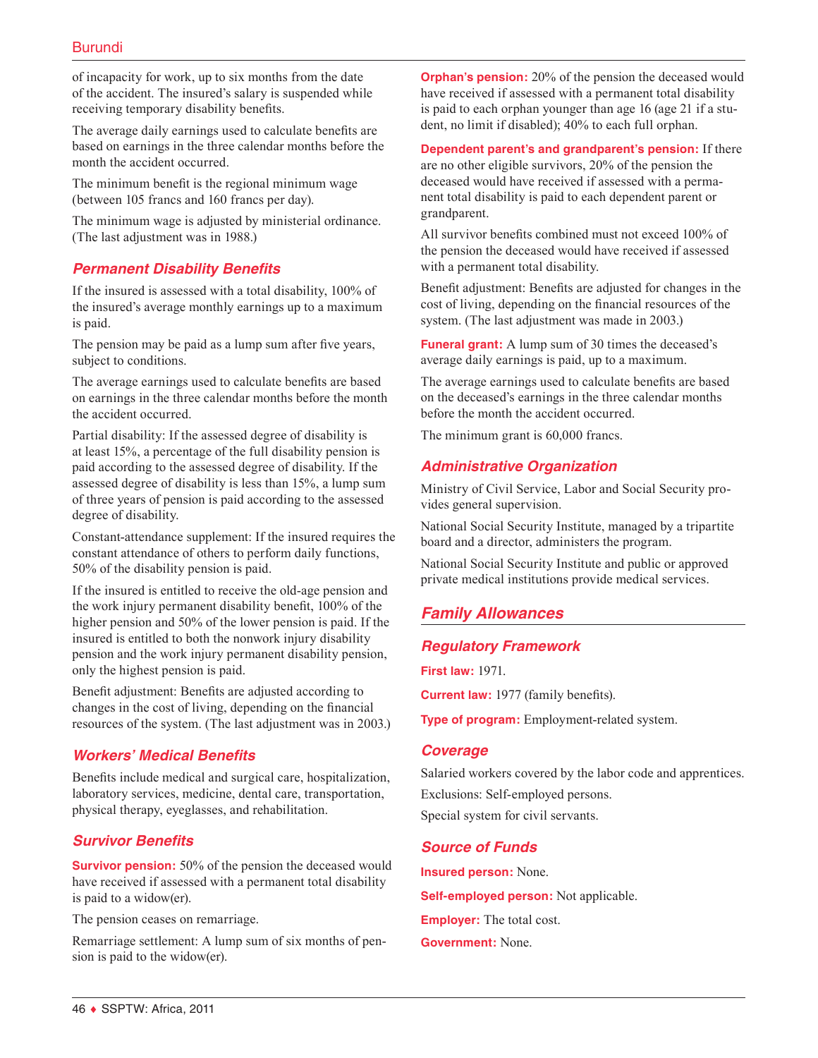of incapacity for work, up to six months from the date of the accident. The insured's salary is suspended while receiving temporary disability benefits.

The average daily earnings used to calculate benefits are based on earnings in the three calendar months before the month the accident occurred.

The minimum benefit is the regional minimum wage (between 105 francs and 160 francs per day).

The minimum wage is adjusted by ministerial ordinance. (The last adjustment was in 1988.)

### Permanent Disability Benefits

If the insured is assessed with a total disability, 100% of the insured's average monthly earnings up to a maximum is paid.

The pension may be paid as a lump sum after five years, subject to conditions.

The average earnings used to calculate benefits are based on earnings in the three calendar months before the month the accident occurred.

Partial disability: If the assessed degree of disability is at least 15%, a percentage of the full disability pension is paid according to the assessed degree of disability. If the assessed degree of disability is less than 15%, a lump sum of three years of pension is paid according to the assessed degree of disability.

Constant-attendance supplement: If the insured requires the constant attendance of others to perform daily functions, 50% of the disability pension is paid.

If the insured is entitled to receive the old-age pension and the work injury permanent disability benefit, 100% of the higher pension and 50% of the lower pension is paid. If the insured is entitled to both the nonwork injury disability pension and the work injury permanent disability pension, only the highest pension is paid.

Benefit adjustment: Benefits are adjusted according to changes in the cost of living, depending on the financial resources of the system. (The last adjustment was in 2003.)

### Workers' Medical Benefits

Benefits include medical and surgical care, hospitalization, laboratory services, medicine, dental care, transportation, physical therapy, eyeglasses, and rehabilitation.

### Survivor Benefits

**Survivor pension:** 50% of the pension the deceased would have received if assessed with a permanent total disability is paid to a widow(er).

The pension ceases on remarriage.

Remarriage settlement: A lump sum of six months of pension is paid to the widow(er).

**Orphan's pension:** 20% of the pension the deceased would have received if assessed with a permanent total disability is paid to each orphan younger than age 16 (age 21 if a student, no limit if disabled); 40% to each full orphan.

**Dependent parent's and grandparent's pension:** If there are no other eligible survivors, 20% of the pension the deceased would have received if assessed with a permanent total disability is paid to each dependent parent or grandparent.

All survivor benefits combined must not exceed 100% of the pension the deceased would have received if assessed with a permanent total disability.

Benefit adjustment: Benefits are adjusted for changes in the cost of living, depending on the financial resources of the system. (The last adjustment was made in 2003.)

**Funeral grant:** A lump sum of 30 times the deceased's average daily earnings is paid, up to a maximum.

The average earnings used to calculate benefits are based on the deceased's earnings in the three calendar months before the month the accident occurred.

The minimum grant is 60,000 francs.

### Administrative Organization

Ministry of Civil Service, Labor and Social Security provides general supervision.

National Social Security Institute, managed by a tripartite board and a director, administers the program.

National Social Security Institute and public or approved private medical institutions provide medical services.

## Family Allowances

### Regulatory Framework

**First law:** 1971.

**Current law:** 1977 (family benefits).

**Type of program:** Employment-related system.

### Coverage

Salaried workers covered by the labor code and apprentices.

Exclusions: Self-employed persons.

Special system for civil servants.

### Source of Funds

**Insured person:** None.

**Self-employed person:** Not applicable.

**Employer:** The total cost.

**Government:** None.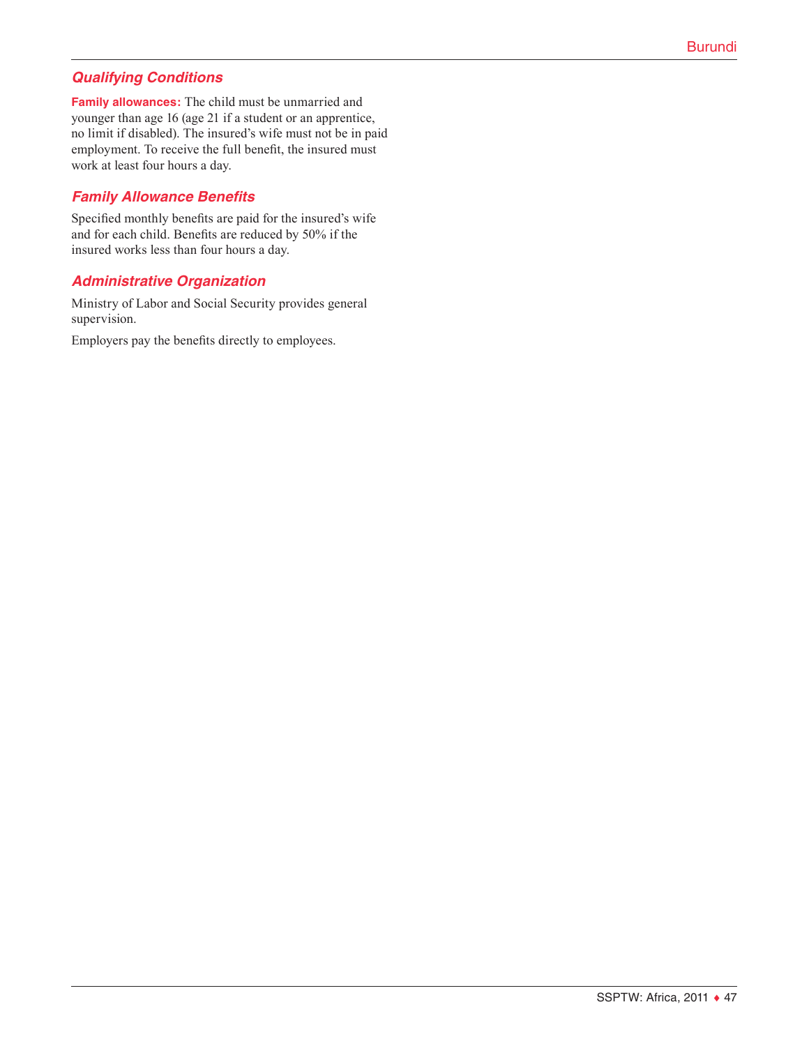### *Qualifying Conditions*

**Family allowances:** The child must be unmarried and younger than age 16 (age 21 if a student or an apprentice, no limit if disabled). The insured's wife must not be in paid employment. To receive the full benefit, the insured must work at least four hours a day.

### *Family Allowance Benefits*

Specified monthly benefits are paid for the insured's wife and for each child. Benefits are reduced by 50% if the insured works less than four hours a day.

### *Administrative Organization*

Ministry of Labor and Social Security provides general supervision.

Employers pay the benefits directly to employees.